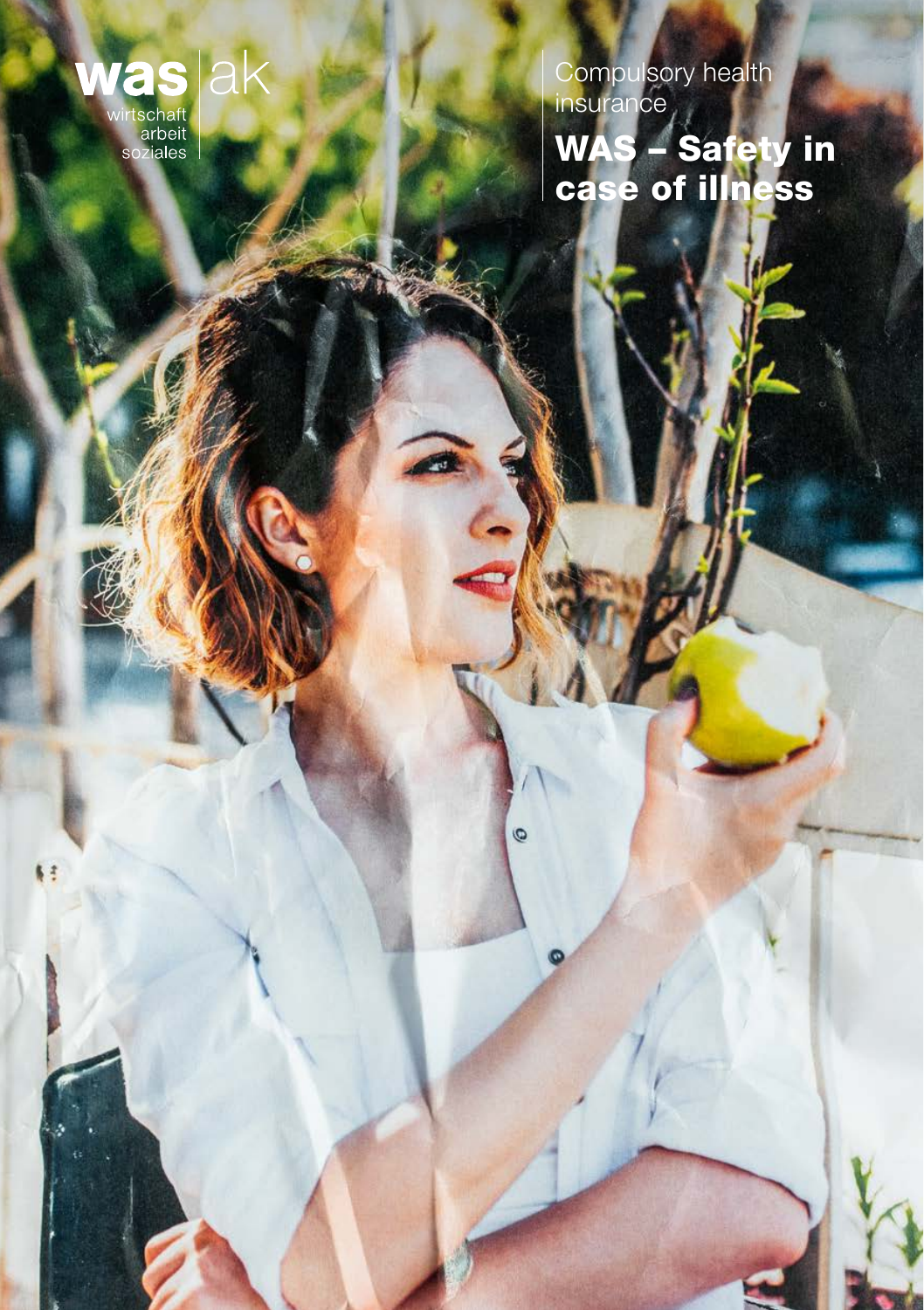was | ak

wirtschaft
arbeit
soziales

Compulsory health insurance

# WAS – Safety in case of illness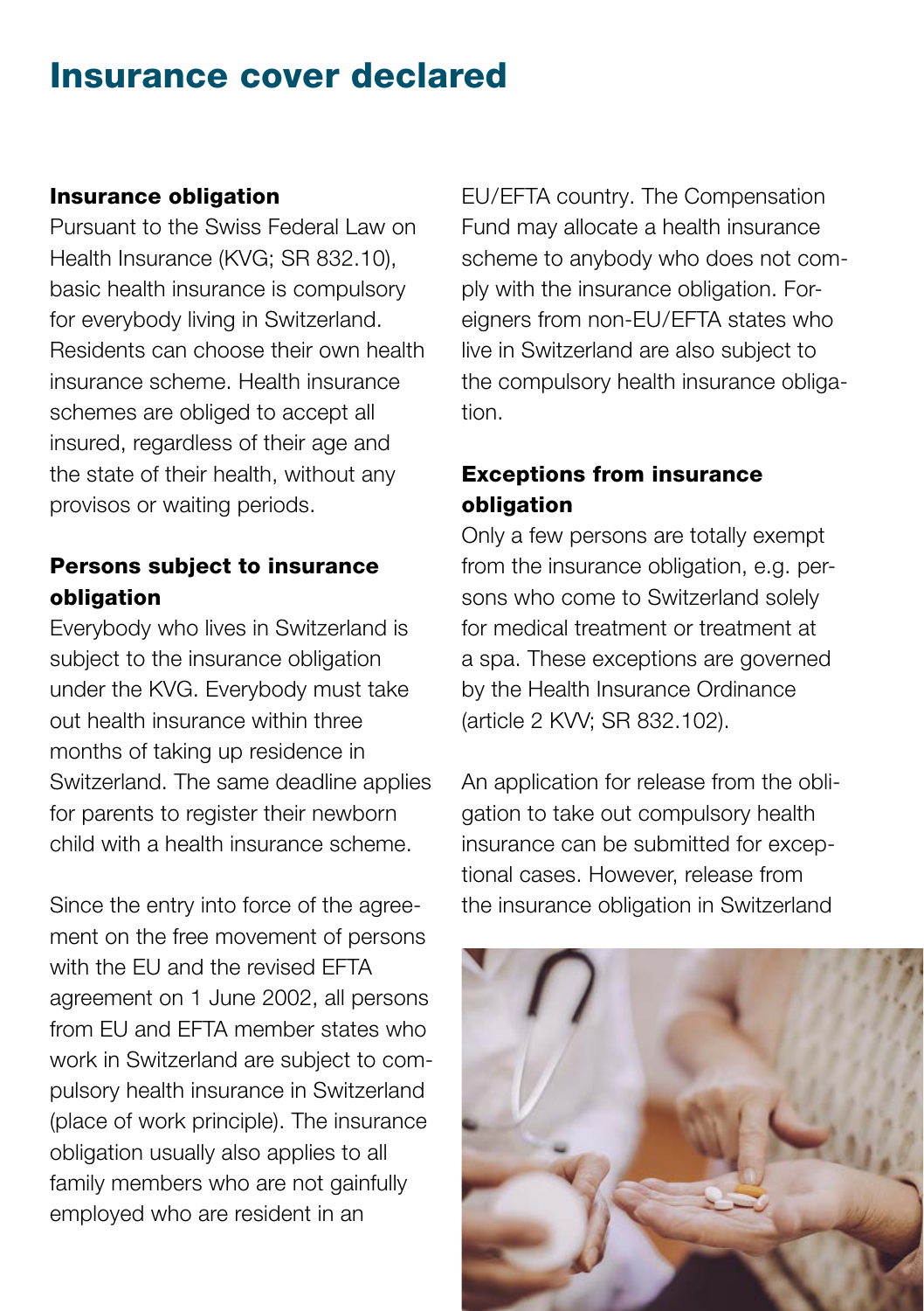# Insurance cover declared

### Insurance obligation

Pursuant to the Swiss Federal Law on Health Insurance (KVG; SR 832.10), basic health insurance is compulsory for everybody living in Switzerland. Residents can choose their own health insurance scheme. Health insurance schemes are obliged to accept all insured, regardless of their age and the state of their health, without any provisos or waiting periods.

### Persons subject to insurance obligation

Everybody who lives in Switzerland is subject to the insurance obligation under the KVG. Everybody must take out health insurance within three months of taking up residence in Switzerland. The same deadline applies for parents to register their newborn child with a health insurance scheme.

Since the entry into force of the agreement on the free movement of persons with the EU and the revised EFTA agreement on 1 June 2002, all persons from EU and EFTA member states who work in Switzerland are subject to compulsory health insurance in Switzerland (place of work principle). The insurance obligation usually also applies to all family members who are not gainfully employed who are resident in an EU/EFTA country. The Compensation Fund may allocate a health insurance scheme to anybody who does not comply with the insurance obligation. Foreigners from non-EU/EFTA states who live in Switzerland are also subject to the compulsory health insurance obligation.

### Exceptions from insurance obligation

Only a few persons are totally exempt from the insurance obligation, e.g. persons who come to Switzerland solely for medical treatment or treatment at a spa. These exceptions are governed by the Health Insurance Ordinance (article 2 KVV; SR 832.102).

An application for release from the obligation to take out compulsory health insurance can be submitted for exceptional cases. However, release from the insurance obligation in Switzerland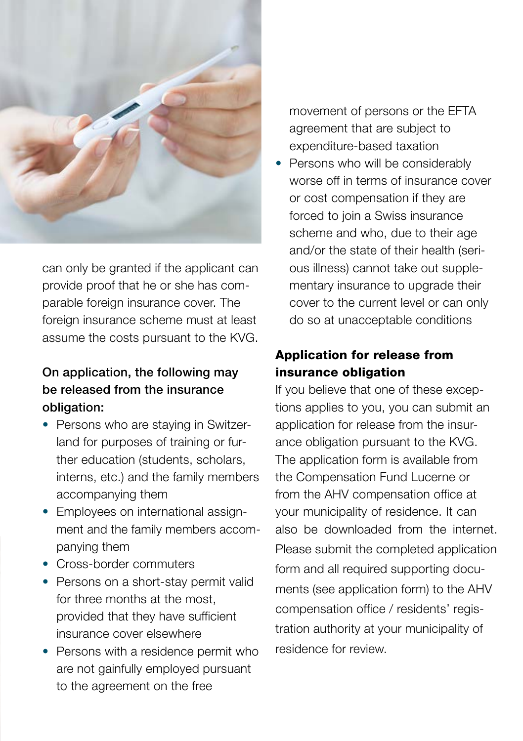can only be granted if the applicant can provide proof that he or she has comparable foreign insurance cover. The foreign insurance scheme must at least assume the costs pursuant to the KVG.

**On application, the following may be released from the insurance obligation:**

- Persons who are staying in Switzerland for purposes of training or further education (students, scholars, interns, etc.) and the family members accompanying them
- Employees on international assignment and the family members accompanying them
- Cross-border commuters
- Persons on a short-stay permit valid for three months at the most, provided that they have sufficient insurance cover elsewhere
- Persons with a residence permit who are not gainfully employed pursuant to the agreement on the free movement of persons or the EFTA agreement that are subject to expenditure-based taxation
- Persons who will be considerably worse off in terms of insurance cover or cost compensation if they are forced to join a Swiss insurance scheme and who, due to their age and/or the state of their health (serious illness) cannot take out supplementary insurance to upgrade their cover to the current level or can only do so at unacceptable conditions

## Application for release from insurance obligation

If you believe that one of these exceptions applies to you, you can submit an application for release from the insurance obligation pursuant to the KVG. The application form is available from the Compensation Fund Lucerne or from the AHV compensation office at your municipality of residence. It can also be downloaded from the internet. Please submit the completed application form and all required supporting documents (see application form) to the AHV compensation office / residents' registration authority at your municipality of residence for review.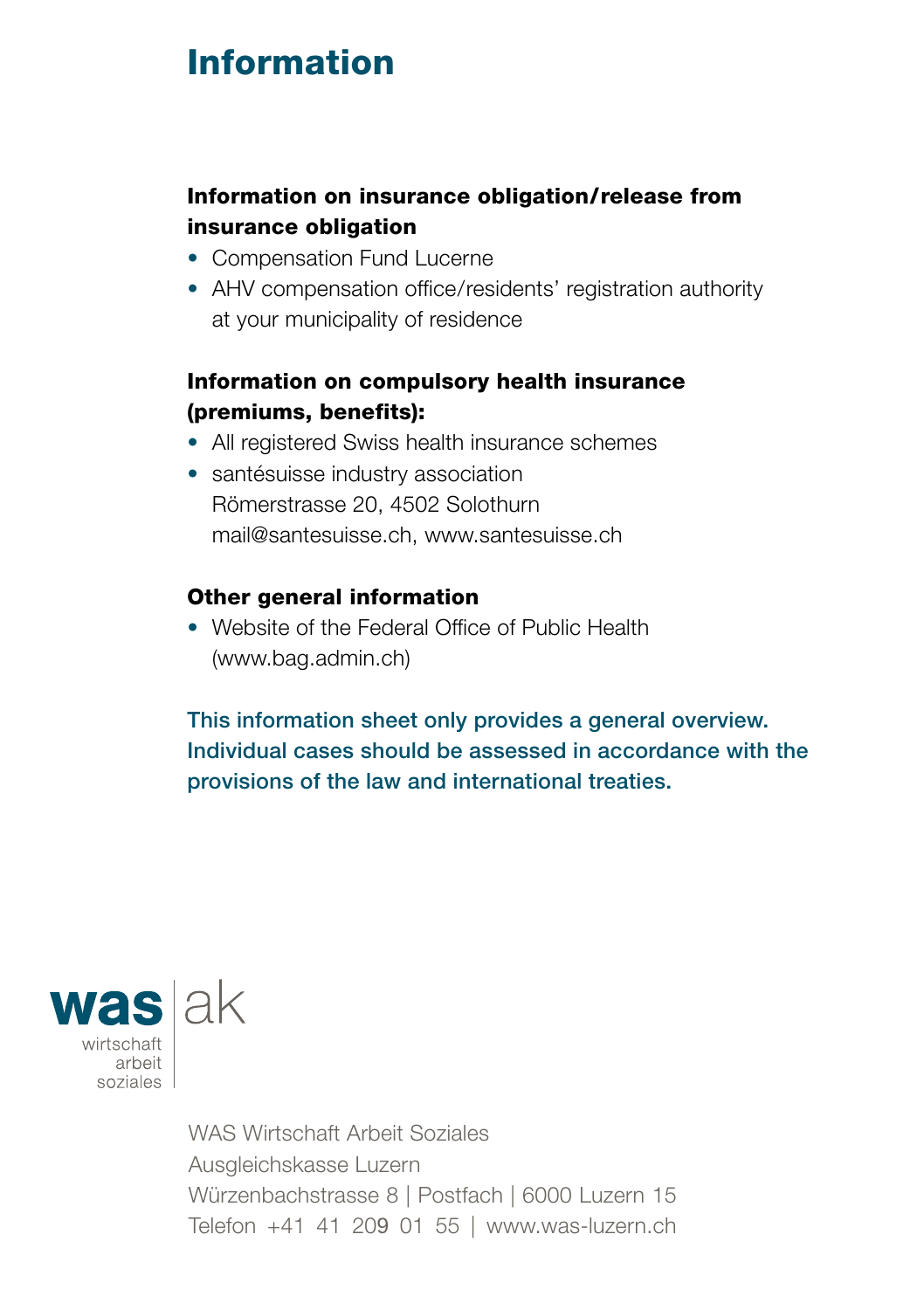# Information

**Information on insurance obligation/release from insurance obligation**

- Compensation Fund Lucerne
- AHV compensation office/residents' registration authority at your municipality of residence

**Information on compulsory health insurance (premiums, benefits):**

- All registered Swiss health insurance schemes
- santésuisse industry association
  Römerstrasse 20, 4502 Solothurn
  mail@santesuisse.ch, www.santesuisse.ch

**Other general information**

- Website of the Federal Office of Public Health (www.bag.admin.ch)

This information sheet only provides a general overview. Individual cases should be assessed in accordance with the provisions of the law and international treaties.

was | ak
wirtschaft
arbeit
soziales

WAS Wirtschaft Arbeit Soziales
Ausgleichskasse Luzern
Würzenbachstrasse 8 | Postfach | 6000 Luzern 15
Telefon +41 41 209 01 55 | www.was-luzern.ch